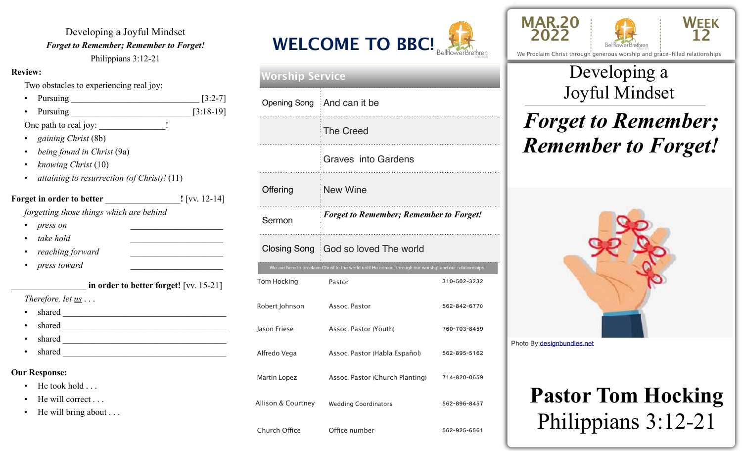Developing a Joyful Mindset

***Forget to Remember; Remember to Forget!***

Philippians 3:12-21

**Review:**

Two obstacles to experiencing real joy:

- Pursuing ___________________________ [3:2-7]
- Pursuing __________________________ [3:18-19]

One path to real joy: ______________!

- *gaining Christ* (8b)
- *being found in Christ* (9a)
- *knowing Christ* (10)
- *attaining to resurrection (of Christ)!* (11)

**Forget in order to better ________________!** [vv. 12-14]

*forgetting those things which are behind*

- *press on* ____________________
- *take hold* ____________________
- *reaching forward* ____________________
- *press toward* ____________________

________________ **in order to better forget!** [vv. 15-21]

*Therefore, let us . . .*

- shared ___________________________________
- shared ___________________________________
- shared ___________________________________
- shared ___________________________________

**Our Response:**

- He took hold . . .
- He will correct . . .
- He will bring about . . .

# WELCOME TO BBC!

BellflowerBrethren church

| Worship Service | |
|---|---|
| Opening Song | And can it be |
| | The Creed |
| | Graves into Gardens |
| Offering | New Wine |
| Sermon | ***Forget to Remember; Remember to Forget!*** |
| Closing Song | God so loved The world |

We are here to proclaim Christ to the world until He comes, through our worship and our relationships.

| | | |
|---|---|---|
| Tom Hocking | Pastor | 310-502-3232 |
| Robert Johnson | Assoc. Pastor | 562-842-6770 |
| Jason Friese | Assoc. Pastor (Youth) | 760-703-8459 |
| Alfredo Vega | Assoc. Pastor (Habla Español) | 562-895-5162 |
| Martin Lopez | Assoc. Pastor (Church Planting) | 714-820-0659 |
| Allison & Courtney | Wedding Coordinators | 562-896-8457 |
| Church Office | Office number | 562-925-6561 |

MAR.20 2022 | BellflowerBrethren church | WEEK 12

We Proclaim Christ through generous worship and grace-filled relationships

# Developing a Joyful Mindset

## *Forget to Remember; Remember to Forget!*

Photo By: designbundles.net

**Pastor Tom Hocking**

Philippians 3:12-21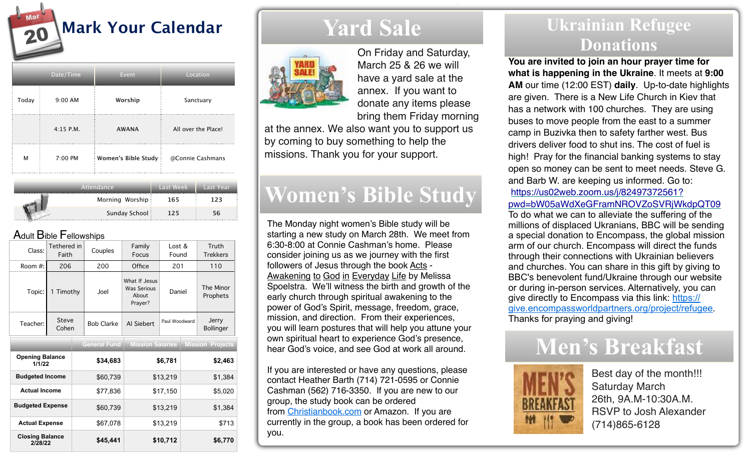# Mark Your Calendar

| Date/Time | | Event | Location |
|---|---|---|---|
| Today | 9:00 AM | Worship | Sanctuary |
| | 4:15 P.M. | AWANA | All over the Place! |
| M | 7:00 PM | Women's Bible Study | @Connie Cashmans |

| Attendance | Last Week | Last Year |
|---|---|---|
| Morning Worship | 165 | 123 |
| Sunday School | 125 | 56 |

## Adult Bible Fellowships

| Class: | Tethered in Faith | Couples | Family Focus | Lost & Found | Truth Trekkers |
|---|---|---|---|---|---|
| Room #: | 206 | 200 | Office | 201 | 110 |
| Topic: | 1 Timothy | Joel | What If Jesus Was Serious About Prayer? | Daniel | The Minor Prophets |
| Teacher: | Steve Cohen | Bob Clarke | Al Siebert | Paul Woodward | Jerry Bollinger |

| | General Fund | Mission Salaries | Mission Projects |
|---|---|---|---|
| **Opening Balance 1/1/22** | **$34,683** | **$6,781** | **$2,463** |
| **Budgeted Income** | $60,739 | $13,219 | $1,384 |
| **Actual Income** | $77,836 | $17,150 | $5,020 |
| **Budgeted Expense** | $60,739 | $13,219 | $1,384 |
| **Actual Expense** | $67,078 | $13,219 | $713 |
| **Closing Balance 2/28/22** | **$45,441** | **$10,712** | **$6,770** |

# Yard Sale

On Friday and Saturday, March 25 & 26 we will have a yard sale at the annex. If you want to donate any items please bring them Friday morning at the annex. We also want you to support us by coming to buy something to help the missions. Thank you for your support.

# Women's Bible Study

The Monday night women's Bible study will be starting a new study on March 28th. We meet from 6:30-8:00 at Connie Cashman's home. Please consider joining us as we journey with the first followers of Jesus through the book Acts - Awakening to God in Everyday Life by Melissa Spoelstra. We'll witness the birth and growth of the early church through spiritual awakening to the power of God's Spirit, message, freedom, grace, mission, and direction. From their experiences, you will learn postures that will help you attune your own spiritual heart to experience God's presence, hear God's voice, and see God at work all around.

If you are interested or have any questions, please contact Heather Barth (714) 721-0595 or Connie Cashman (562) 716-3350. If you are new to our group, the study book can be ordered from Christianbook.com or Amazon. If you are currently in the group, a book has been ordered for you.

# Ukrainian Refugee Donations

**You are invited to join an hour prayer time for what is happening in the Ukraine**. It meets at **9:00 AM** our time (12:00 EST) **daily**. Up-to-date highlights are given. There is a New Life Church in Kiev that has a network with 100 churches. They are using buses to move people from the east to a summer camp in Buzivka then to safety farther west. Bus drivers deliver food to shut ins. The cost of fuel is high! Pray for the financial banking systems to stay open so money can be sent to meet needs. Steve G. and Barb W. are keeping us informed. Go to: https://us02web.zoom.us/j/82497372561?pwd=bW05aWdXeGFramNROVZoSVRjWkdpQT09

To do what we can to alleviate the suffering of the millions of displaced Ukranians, BBC will be sending a special donation to Encompass, the global mission arm of our church. Encompass will direct the funds through their connections with Ukrainian believers and churches. You can share in this gift by giving to BBC's benevolent fund/Ukraine through our website or during in-person services. Alternatively, you can give directly to Encompass via this link: https://give.encompassworldpartners.org/project/refugee. Thanks for praying and giving!

# Men's Breakfast

Best day of the month!!! Saturday March 26th, 9A.M-10:30A.M. RSVP to Josh Alexander (714)865-6128